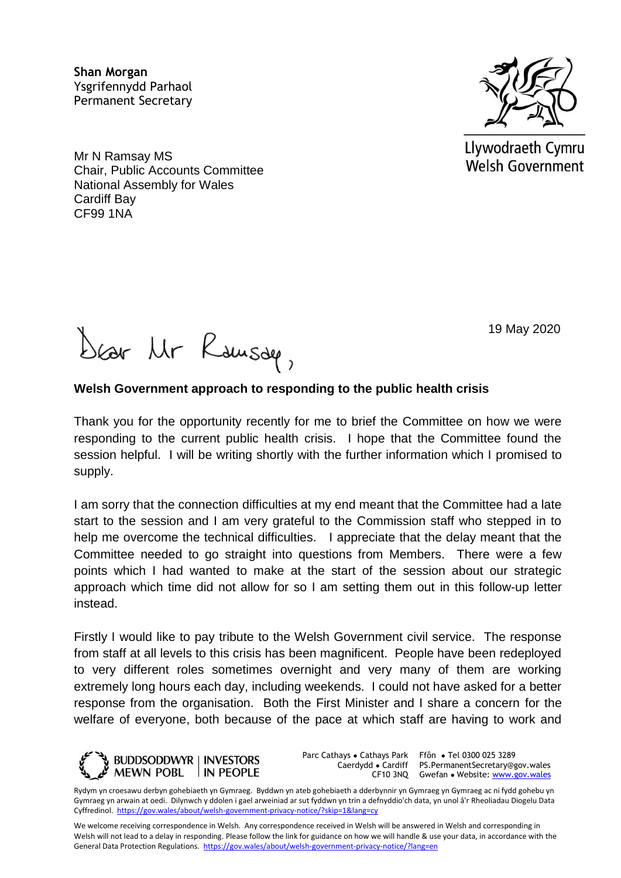**Shan Morgan**
Ysgrifennydd Parhaol
Permanent Secretary

Llywodraeth Cymru
Welsh Government

Mr N Ramsay MS
Chair, Public Accounts Committee
National Assembly for Wales
Cardiff Bay
CF99 1NA

19 May 2020

Dear Mr Ramsay,

**Welsh Government approach to responding to the public health crisis**

Thank you for the opportunity recently for me to brief the Committee on how we were responding to the current public health crisis. I hope that the Committee found the session helpful. I will be writing shortly with the further information which I promised to supply.

I am sorry that the connection difficulties at my end meant that the Committee had a late start to the session and I am very grateful to the Commission staff who stepped in to help me overcome the technical difficulties. I appreciate that the delay meant that the Committee needed to go straight into questions from Members. There were a few points which I had wanted to make at the start of the session about our strategic approach which time did not allow for so I am setting them out in this follow-up letter instead.

Firstly I would like to pay tribute to the Welsh Government civil service. The response from staff at all levels to this crisis has been magnificent. People have been redeployed to very different roles sometimes overnight and very many of them are working extremely long hours each day, including weekends. I could not have asked for a better response from the organisation. Both the First Minister and I share a concern for the welfare of everyone, both because of the pace at which staff are having to work and

BUDDSODDWYR MEWN POBL | INVESTORS IN PEOPLE

Parc Cathays • Cathays Park
Caerdydd • Cardiff
CF10 3NQ

Ffôn • Tel 0300 025 3289
PS.PermanentSecretary@gov.wales
Gwefan • Website: www.gov.wales

Rydym yn croesawu derbyn gohebiaeth yn Gymraeg. Byddwn yn ateb gohebiaeth a dderbynnir yn Gymraeg yn Gymraeg ac ni fydd gohebu yn Gymraeg yn arwain at oedi. Dilynwch y ddolen i gael arweiniad ar sut fyddwn yn trin a defnyddio'ch data, yn unol â'r Rheoliadau Diogelu Data Cyffredinol. https://gov.wales/about/welsh-government-privacy-notice/?skip=1&lang=cy

We welcome receiving correspondence in Welsh. Any correspondence received in Welsh will be answered in Welsh and corresponding in Welsh will not lead to a delay in responding. Please follow the link for guidance on how we will handle & use your data, in accordance with the General Data Protection Regulations. https://gov.wales/about/welsh-government-privacy-notice/?lang=en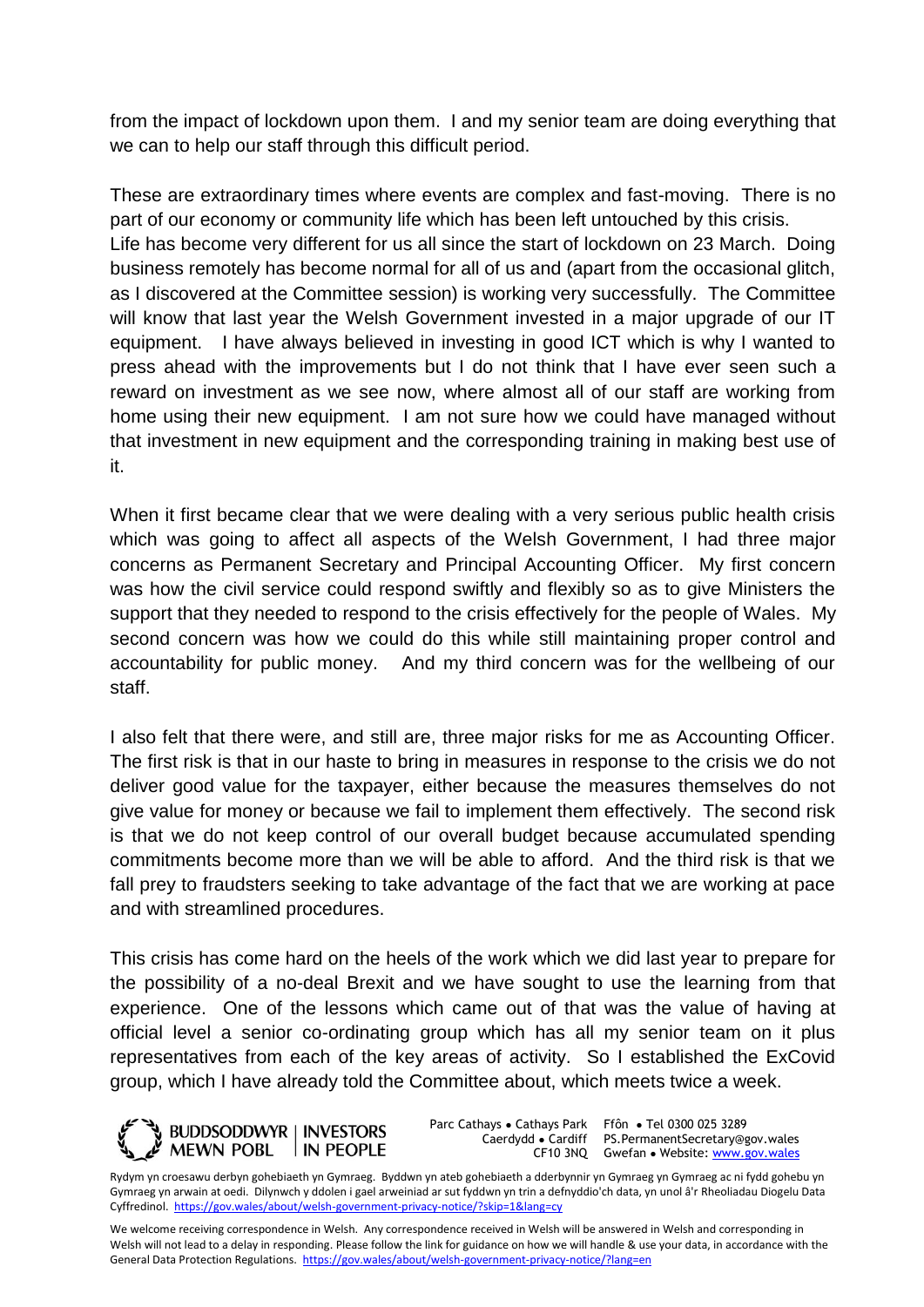from the impact of lockdown upon them. I and my senior team are doing everything that we can to help our staff through this difficult period.

These are extraordinary times where events are complex and fast-moving. There is no part of our economy or community life which has been left untouched by this crisis. Life has become very different for us all since the start of lockdown on 23 March. Doing business remotely has become normal for all of us and (apart from the occasional glitch, as I discovered at the Committee session) is working very successfully. The Committee will know that last year the Welsh Government invested in a major upgrade of our IT equipment. I have always believed in investing in good ICT which is why I wanted to press ahead with the improvements but I do not think that I have ever seen such a reward on investment as we see now, where almost all of our staff are working from home using their new equipment. I am not sure how we could have managed without that investment in new equipment and the corresponding training in making best use of it.

When it first became clear that we were dealing with a very serious public health crisis which was going to affect all aspects of the Welsh Government, I had three major concerns as Permanent Secretary and Principal Accounting Officer. My first concern was how the civil service could respond swiftly and flexibly so as to give Ministers the support that they needed to respond to the crisis effectively for the people of Wales. My second concern was how we could do this while still maintaining proper control and accountability for public money. And my third concern was for the wellbeing of our staff.

I also felt that there were, and still are, three major risks for me as Accounting Officer. The first risk is that in our haste to bring in measures in response to the crisis we do not deliver good value for the taxpayer, either because the measures themselves do not give value for money or because we fail to implement them effectively. The second risk is that we do not keep control of our overall budget because accumulated spending commitments become more than we will be able to afford. And the third risk is that we fall prey to fraudsters seeking to take advantage of the fact that we are working at pace and with streamlined procedures.

This crisis has come hard on the heels of the work which we did last year to prepare for the possibility of a no-deal Brexit and we have sought to use the learning from that experience. One of the lessons which came out of that was the value of having at official level a senior co-ordinating group which has all my senior team on it plus representatives from each of the key areas of activity. So I established the ExCovid group, which I have already told the Committee about, which meets twice a week.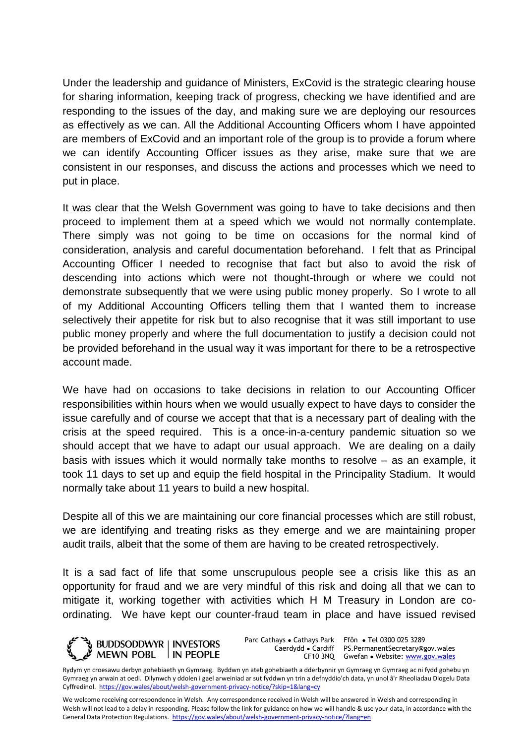Under the leadership and guidance of Ministers, ExCovid is the strategic clearing house for sharing information, keeping track of progress, checking we have identified and are responding to the issues of the day, and making sure we are deploying our resources as effectively as we can. All the Additional Accounting Officers whom I have appointed are members of ExCovid and an important role of the group is to provide a forum where we can identify Accounting Officer issues as they arise, make sure that we are consistent in our responses, and discuss the actions and processes which we need to put in place.

It was clear that the Welsh Government was going to have to take decisions and then proceed to implement them at a speed which we would not normally contemplate. There simply was not going to be time on occasions for the normal kind of consideration, analysis and careful documentation beforehand. I felt that as Principal Accounting Officer I needed to recognise that fact but also to avoid the risk of descending into actions which were not thought-through or where we could not demonstrate subsequently that we were using public money properly. So I wrote to all of my Additional Accounting Officers telling them that I wanted them to increase selectively their appetite for risk but to also recognise that it was still important to use public money properly and where the full documentation to justify a decision could not be provided beforehand in the usual way it was important for there to be a retrospective account made.

We have had on occasions to take decisions in relation to our Accounting Officer responsibilities within hours when we would usually expect to have days to consider the issue carefully and of course we accept that that is a necessary part of dealing with the crisis at the speed required. This is a once-in-a-century pandemic situation so we should accept that we have to adapt our usual approach. We are dealing on a daily basis with issues which it would normally take months to resolve – as an example, it took 11 days to set up and equip the field hospital in the Principality Stadium. It would normally take about 11 years to build a new hospital.

Despite all of this we are maintaining our core financial processes which are still robust, we are identifying and treating risks as they emerge and we are maintaining proper audit trails, albeit that the some of them are having to be created retrospectively.

It is a sad fact of life that some unscrupulous people see a crisis like this as an opportunity for fraud and we are very mindful of this risk and doing all that we can to mitigate it, working together with activities which H M Treasury in London are co-ordinating. We have kept our counter-fraud team in place and have issued revised

BUDDSODDWYR MEWN POBL | INVESTORS IN PEOPLE

Parc Cathays • Cathays Park
Caerdydd • Cardiff
CF10 3NQ

Ffôn • Tel 0300 025 3289
PS.PermanentSecretary@gov.wales
Gwefan • Website: www.gov.wales

Rydym yn croesawu derbyn gohebiaeth yn Gymraeg. Byddwn yn ateb gohebiaeth a dderbynnir yn Gymraeg yn Gymraeg ac ni fydd gohebu yn Gymraeg yn arwain at oedi. Dilynwch y ddolen i gael arweiniad ar sut fyddwn yn trin a defnyddio'ch data, yn unol â'r Rheoliadau Diogelu Data Cyffredinol. https://gov.wales/about/welsh-government-privacy-notice/?skip=1&lang=cy

We welcome receiving correspondence in Welsh. Any correspondence received in Welsh will be answered in Welsh and corresponding in Welsh will not lead to a delay in responding. Please follow the link for guidance on how we will handle & use your data, in accordance with the General Data Protection Regulations. https://gov.wales/about/welsh-government-privacy-notice/?lang=en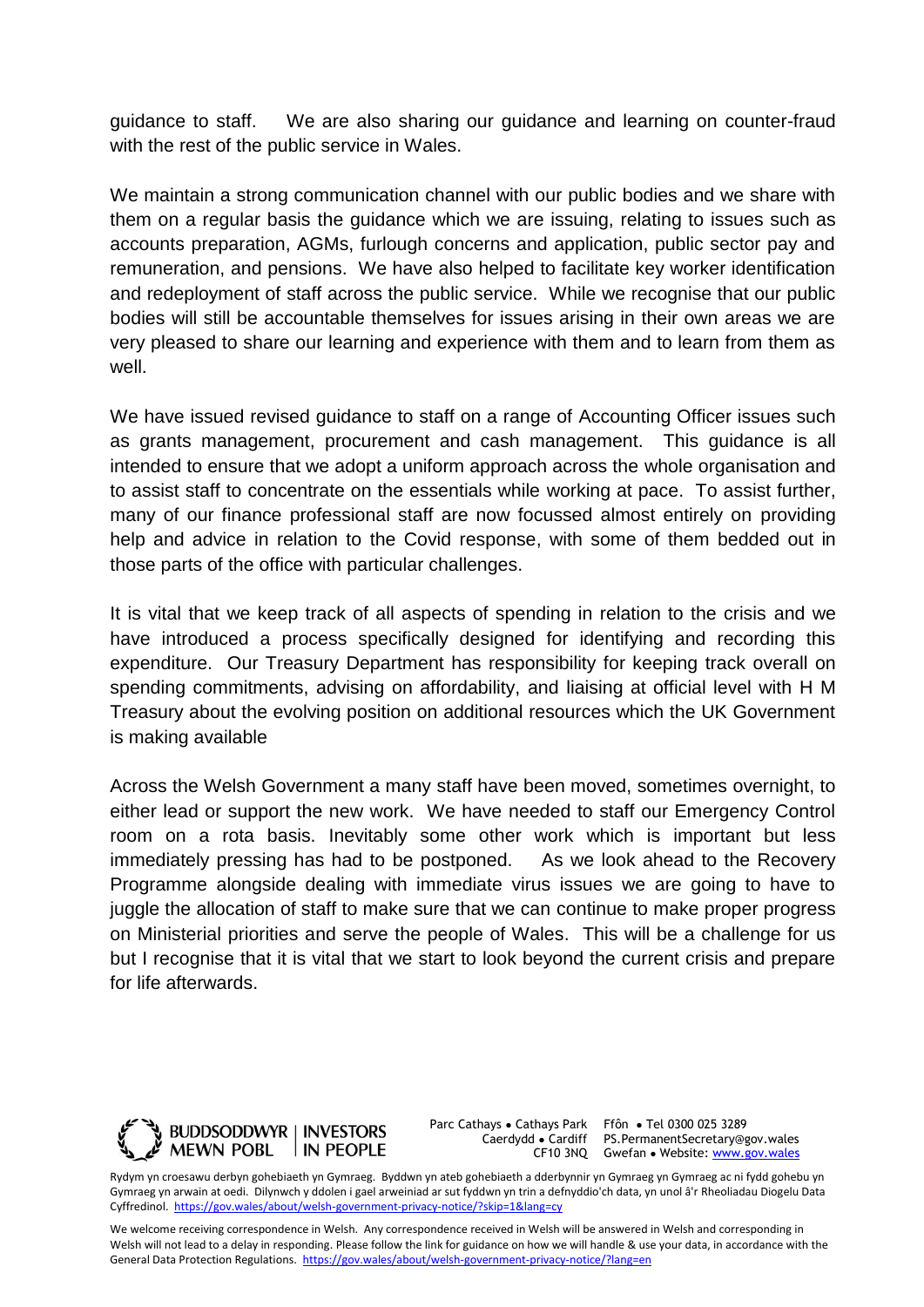guidance to staff. We are also sharing our guidance and learning on counter-fraud with the rest of the public service in Wales.

We maintain a strong communication channel with our public bodies and we share with them on a regular basis the guidance which we are issuing, relating to issues such as accounts preparation, AGMs, furlough concerns and application, public sector pay and remuneration, and pensions. We have also helped to facilitate key worker identification and redeployment of staff across the public service. While we recognise that our public bodies will still be accountable themselves for issues arising in their own areas we are very pleased to share our learning and experience with them and to learn from them as well.

We have issued revised guidance to staff on a range of Accounting Officer issues such as grants management, procurement and cash management. This guidance is all intended to ensure that we adopt a uniform approach across the whole organisation and to assist staff to concentrate on the essentials while working at pace. To assist further, many of our finance professional staff are now focussed almost entirely on providing help and advice in relation to the Covid response, with some of them bedded out in those parts of the office with particular challenges.

It is vital that we keep track of all aspects of spending in relation to the crisis and we have introduced a process specifically designed for identifying and recording this expenditure. Our Treasury Department has responsibility for keeping track overall on spending commitments, advising on affordability, and liaising at official level with H M Treasury about the evolving position on additional resources which the UK Government is making available

Across the Welsh Government a many staff have been moved, sometimes overnight, to either lead or support the new work. We have needed to staff our Emergency Control room on a rota basis. Inevitably some other work which is important but less immediately pressing has had to be postponed. As we look ahead to the Recovery Programme alongside dealing with immediate virus issues we are going to have to juggle the allocation of staff to make sure that we can continue to make proper progress on Ministerial priorities and serve the people of Wales. This will be a challenge for us but I recognise that it is vital that we start to look beyond the current crisis and prepare for life afterwards.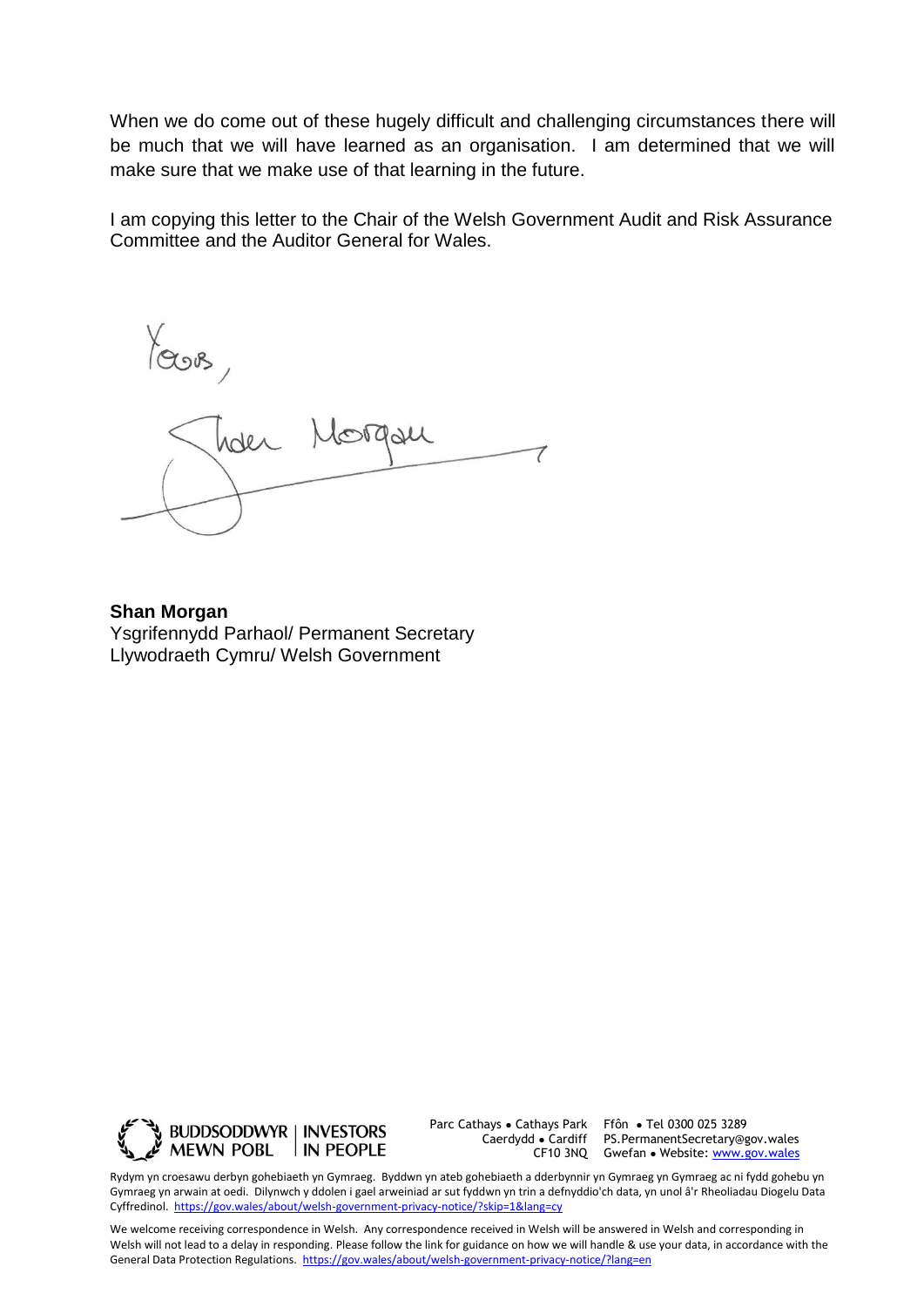When we do come out of these hugely difficult and challenging circumstances there will be much that we will have learned as an organisation. I am determined that we will make sure that we make use of that learning in the future.

I am copying this letter to the Chair of the Welsh Government Audit and Risk Assurance Committee and the Auditor General for Wales.

Yours,

Shan Morgan

**Shan Morgan**
Ysgrifennydd Parhaol/ Permanent Secretary
Llywodraeth Cymru/ Welsh Government

BUDDSODDWYR MEWN POBL | INVESTORS IN PEOPLE

Parc Cathays • Cathays Park
Caerdydd • Cardiff
CF10 3NQ

Ffôn • Tel 0300 025 3289
PS.PermanentSecretary@gov.wales
Gwefan • Website: www.gov.wales

Rydym yn croesawu derbyn gohebiaeth yn Gymraeg. Byddwn yn ateb gohebiaeth a dderbynnir yn Gymraeg yn Gymraeg ac ni fydd gohebu yn Gymraeg yn arwain at oedi. Dilynwch y ddolen i gael arweiniad ar sut fyddwn yn trin a defnyddio'ch data, yn unol â'r Rheoliadau Diogelu Data Cyffredinol. https://gov.wales/about/welsh-government-privacy-notice/?skip=1&lang=cy

We welcome receiving correspondence in Welsh. Any correspondence received in Welsh will be answered in Welsh and corresponding in Welsh will not lead to a delay in responding. Please follow the link for guidance on how we will handle & use your data, in accordance with the General Data Protection Regulations. https://gov.wales/about/welsh-government-privacy-notice/?lang=en